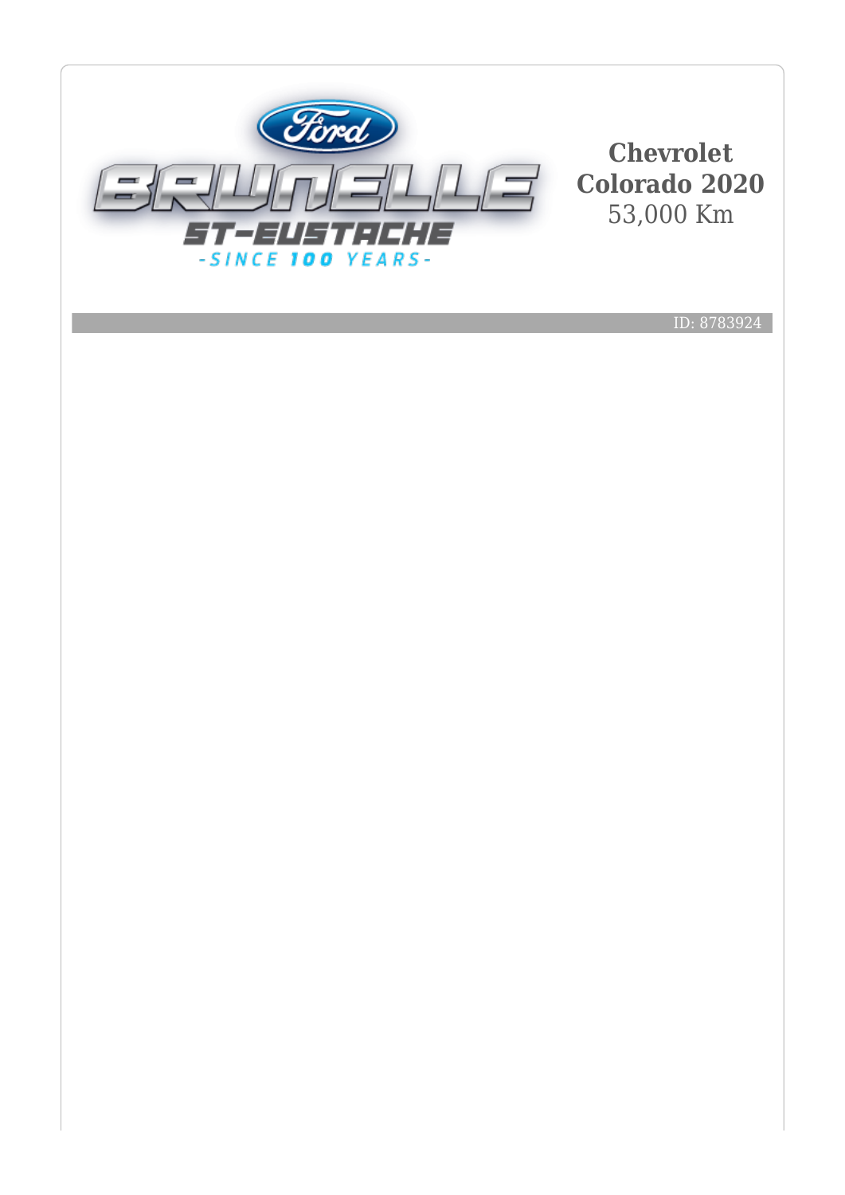Ford
BRUNELLE
ST-EUSTACHE
-SINCE 100 YEARS-

# Chevrolet Colorado 2020

53,000 Km

ID: 8783924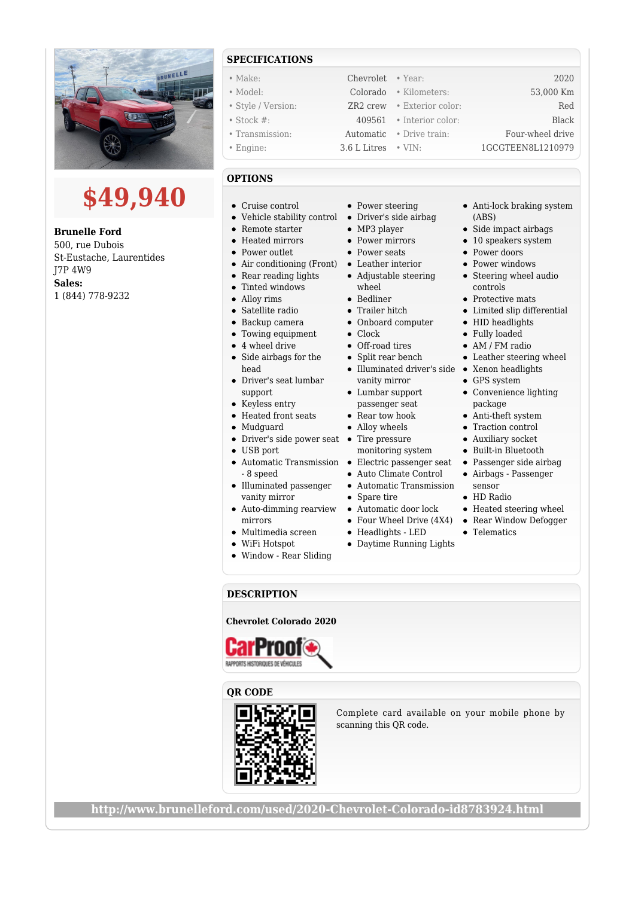**$49,940**

**Brunelle Ford**
500, rue Dubois
St-Eustache, Laurentides
J7P 4W9
**Sales:**
1 (844) 778-9232

## SPECIFICATIONS

| | | | |
|---|---|---|---|
| • Make: | Chevrolet | • Year: | 2020 |
| • Model: | Colorado | • Kilometers: | 53,000 Km |
| • Style / Version: | ZR2 crew | • Exterior color: | Red |
| • Stock #: | 409561 | • Interior color: | Black |
| • Transmission: | Automatic | • Drive train: | Four-wheel drive |
| • Engine: | 3.6 L Litres | • VIN: | 1GCGTEEN8L1210979 |

## OPTIONS

- Cruise control
- Vehicle stability control
- Remote starter
- Heated mirrors
- Power outlet
- Air conditioning (Front)
- Rear reading lights
- Tinted windows
- Alloy rims
- Satellite radio
- Backup camera
- Towing equipment
- 4 wheel drive
- Side airbags for the head
- Driver's seat lumbar support
- Keyless entry
- Heated front seats
- Mudguard
- Driver's side power seat
- USB port
- Automatic Transmission - 8 speed
- Illuminated passenger vanity mirror
- Auto-dimming rearview mirrors
- Multimedia screen
- WiFi Hotspot
- Window - Rear Sliding
- Power steering
- Driver's side airbag
- MP3 player
- Power mirrors
- Power seats
- Leather interior
- Adjustable steering wheel
- Bedliner
- Trailer hitch
- Onboard computer
- Clock
- Off-road tires
- Split rear bench
- Illuminated driver's side vanity mirror
- Lumbar support passenger seat
- Rear tow hook
- Alloy wheels
- Tire pressure monitoring system
- Electric passenger seat
- Auto Climate Control
- Automatic Transmission
- Spare tire
- Automatic door lock
- Four Wheel Drive (4X4)
- Headlights - LED
- Daytime Running Lights
- Anti-lock braking system (ABS)
- Side impact airbags
- 10 speakers system
- Power doors
- Power windows
- Steering wheel audio controls
- Protective mats
- Limited slip differential
- HID headlights
- Fully loaded
- AM / FM radio
- Leather steering wheel
- Xenon headlights
- GPS system
- Convenience lighting package
- Anti-theft system
- Traction control
- Auxiliary socket
- Built-in Bluetooth
- Passenger side airbag
- Airbags - Passenger sensor
- HD Radio
- Heated steering wheel
- Rear Window Defogger
- Telematics

## DESCRIPTION

**Chevrolet Colorado 2020**

CarProof
RAPPORTS HISTORIQUES DE VÉHICULES

## QR CODE

Complete card available on your mobile phone by scanning this QR code.

**http://www.brunelleford.com/used/2020-Chevrolet-Colorado-id8783924.html**